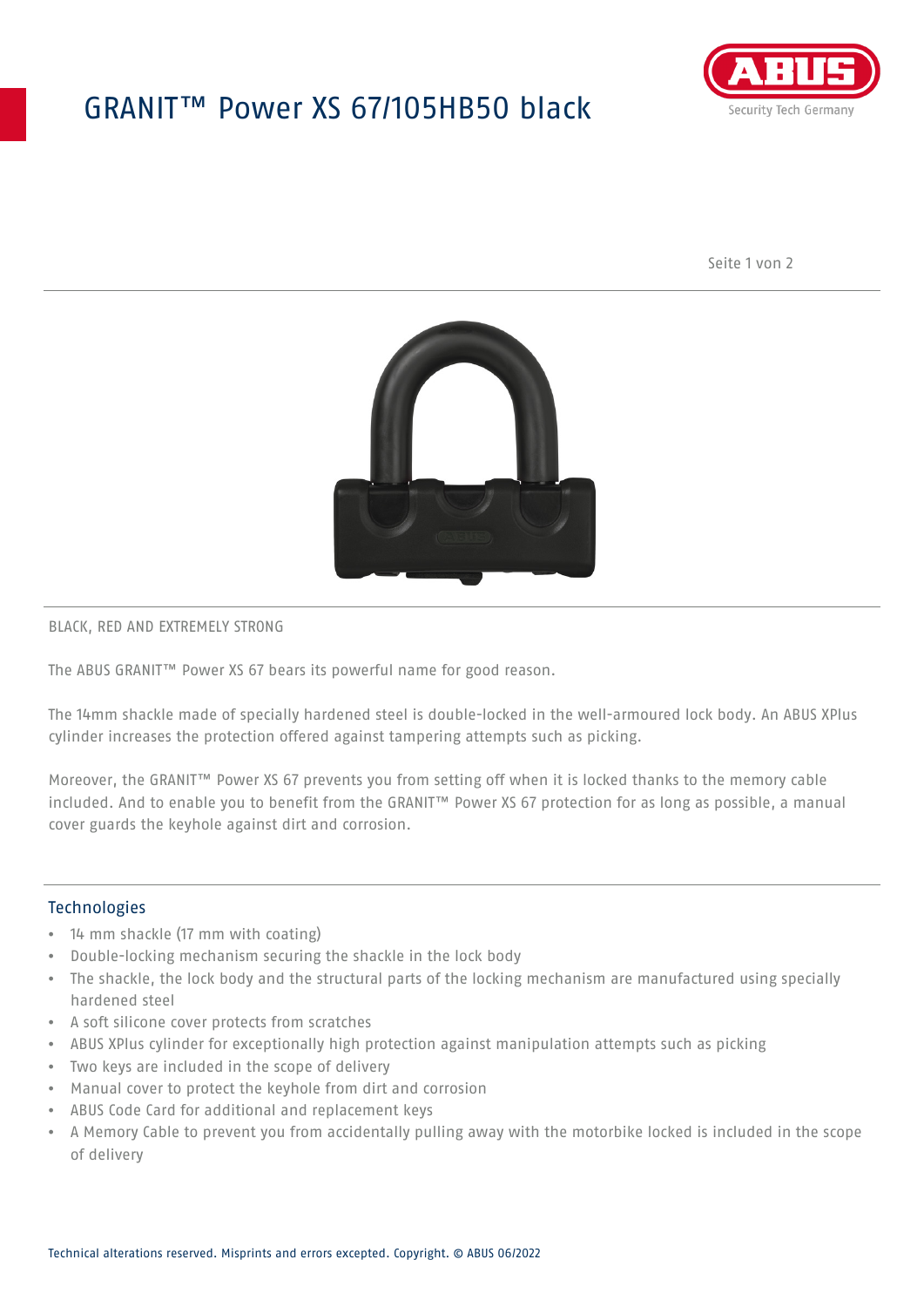# GRANIT™ Power XS 67/105HB50 black

BLACK, RED AND EXTREMELY STRONG

The ABUS GRANIT™ Power XS 67 bears its powerful name for good reason.

The 14mm shackle made of specially hardened steel is double-locked in the well-armoured lock body. An ABUS XPlus cylinder increases the protection offered against tampering attempts such as picking.

Moreover, the GRANIT™ Power XS 67 prevents you from setting off when it is locked thanks to the memory cable included. And to enable you to benefit from the GRANIT™ Power XS 67 protection for as long as possible, a manual cover guards the keyhole against dirt and corrosion.

## Technologies

- 14 mm shackle (17 mm with coating)
- Double-locking mechanism securing the shackle in the lock body
- The shackle, the lock body and the structural parts of the locking mechanism are manufactured using specially hardened steel
- A soft silicone cover protects from scratches
- ABUS XPlus cylinder for exceptionally high protection against manipulation attempts such as picking
- Two keys are included in the scope of delivery
- Manual cover to protect the keyhole from dirt and corrosion
- ABUS Code Card for additional and replacement keys
- A Memory Cable to prevent you from accidentally pulling away with the motorbike locked is included in the scope of delivery

Technical alterations reserved. Misprints and errors excepted. Copyright. © ABUS 06/2022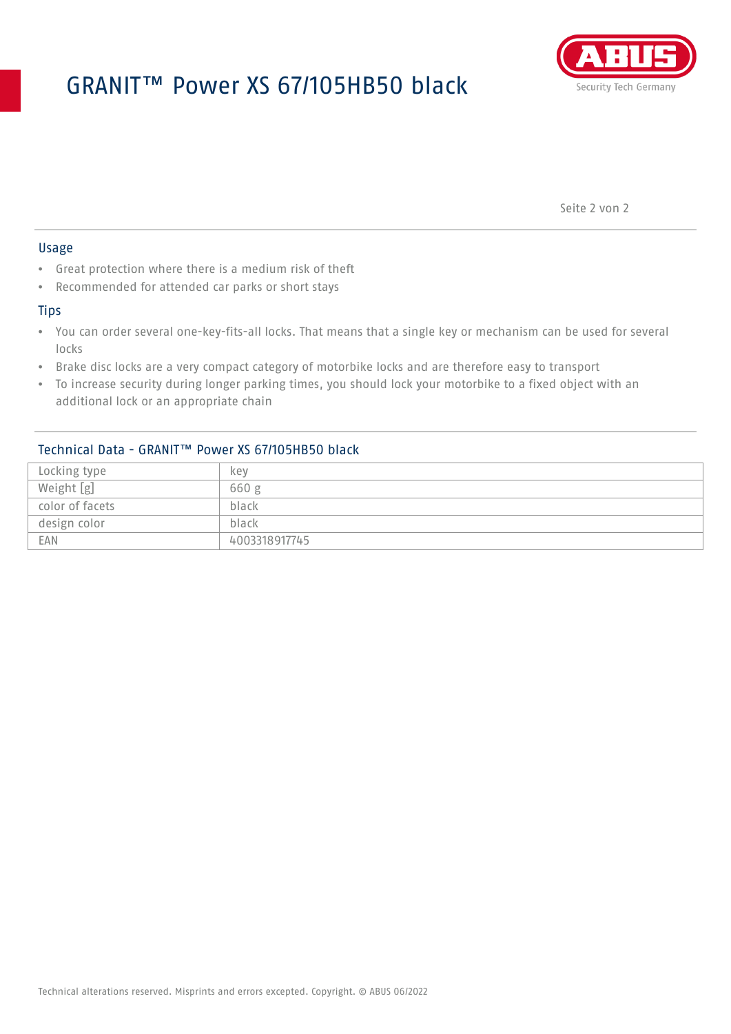## Usage

- Great protection where there is a medium risk of theft
- Recommended for attended car parks or short stays

## Tips

- You can order several one-key-fits-all locks. That means that a single key or mechanism can be used for several locks
- Brake disc locks are a very compact category of motorbike locks and are therefore easy to transport
- To increase security during longer parking times, you should lock your motorbike to a fixed object with an additional lock or an appropriate chain

## Technical Data - GRANIT™ Power XS 67/105HB50 black

| | |
|---|---|
| Locking type | key |
| Weight [g] | 660 g |
| color of facets | black |
| design color | black |
| EAN | 4003318917745 |

Technical alterations reserved. Misprints and errors excepted. Copyright. © ABUS 06/2022